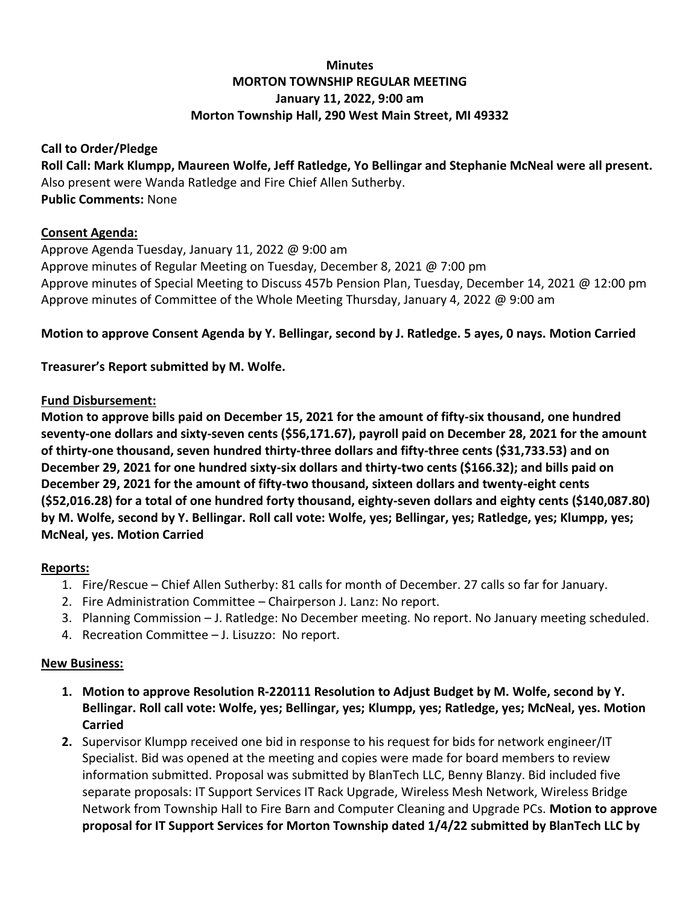**Minutes**
**MORTON TOWNSHIP REGULAR MEETING**
**January 11, 2022, 9:00 am**
**Morton Township Hall, 290 West Main Street, MI 49332**

**Call to Order/Pledge**
**Roll Call: Mark Klumpp, Maureen Wolfe, Jeff Ratledge, Yo Bellingar and Stephanie McNeal were all present.**
Also present were Wanda Ratledge and Fire Chief Allen Sutherby.
**Public Comments:** None

**Consent Agenda:**
Approve Agenda Tuesday, January 11, 2022 @ 9:00 am
Approve minutes of Regular Meeting on Tuesday, December 8, 2021 @ 7:00 pm
Approve minutes of Special Meeting to Discuss 457b Pension Plan, Tuesday, December 14, 2021 @ 12:00 pm
Approve minutes of Committee of the Whole Meeting Thursday, January 4, 2022 @ 9:00 am

**Motion to approve Consent Agenda by Y. Bellingar, second by J. Ratledge. 5 ayes, 0 nays. Motion Carried**

**Treasurer's Report submitted by M. Wolfe.**

**Fund Disbursement:**
**Motion to approve bills paid on December 15, 2021 for the amount of fifty-six thousand, one hundred seventy-one dollars and sixty-seven cents ($56,171.67), payroll paid on December 28, 2021 for the amount of thirty-one thousand, seven hundred thirty-three dollars and fifty-three cents ($31,733.53) and on December 29, 2021 for one hundred sixty-six dollars and thirty-two cents ($166.32); and bills paid on December 29, 2021 for the amount of fifty-two thousand, sixteen dollars and twenty-eight cents ($52,016.28) for a total of one hundred forty thousand, eighty-seven dollars and eighty cents ($140,087.80) by M. Wolfe, second by Y. Bellingar. Roll call vote: Wolfe, yes; Bellingar, yes; Ratledge, yes; Klumpp, yes; McNeal, yes. Motion Carried**

**Reports:**
1. Fire/Rescue – Chief Allen Sutherby: 81 calls for month of December. 27 calls so far for January.
2. Fire Administration Committee – Chairperson J. Lanz: No report.
3. Planning Commission – J. Ratledge: No December meeting. No report. No January meeting scheduled.
4. Recreation Committee – J. Lisuzzo: No report.

**New Business:**
1. **Motion to approve Resolution R-220111 Resolution to Adjust Budget by M. Wolfe, second by Y. Bellingar. Roll call vote: Wolfe, yes; Bellingar, yes; Klumpp, yes; Ratledge, yes; McNeal, yes. Motion Carried**
2. Supervisor Klumpp received one bid in response to his request for bids for network engineer/IT Specialist. Bid was opened at the meeting and copies were made for board members to review information submitted. Proposal was submitted by BlanTech LLC, Benny Blanzy. Bid included five separate proposals: IT Support Services IT Rack Upgrade, Wireless Mesh Network, Wireless Bridge Network from Township Hall to Fire Barn and Computer Cleaning and Upgrade PCs. **Motion to approve proposal for IT Support Services for Morton Township dated 1/4/22 submitted by BlanTech LLC by**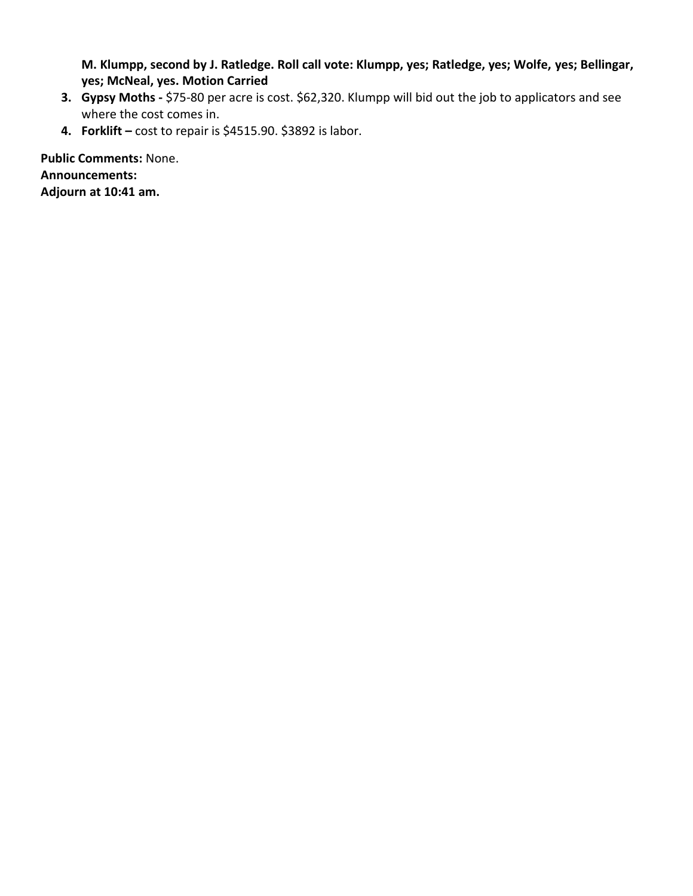**M. Klumpp, second by J. Ratledge. Roll call vote: Klumpp, yes; Ratledge, yes; Wolfe, yes; Bellingar, yes; McNeal, yes. Motion Carried**

3. **Gypsy Moths -** $75-80 per acre is cost. $62,320. Klumpp will bid out the job to applicators and see where the cost comes in.
4. **Forklift –** cost to repair is $4515.90. $3892 is labor.

**Public Comments:** None.
**Announcements:**
**Adjourn at 10:41 am.**